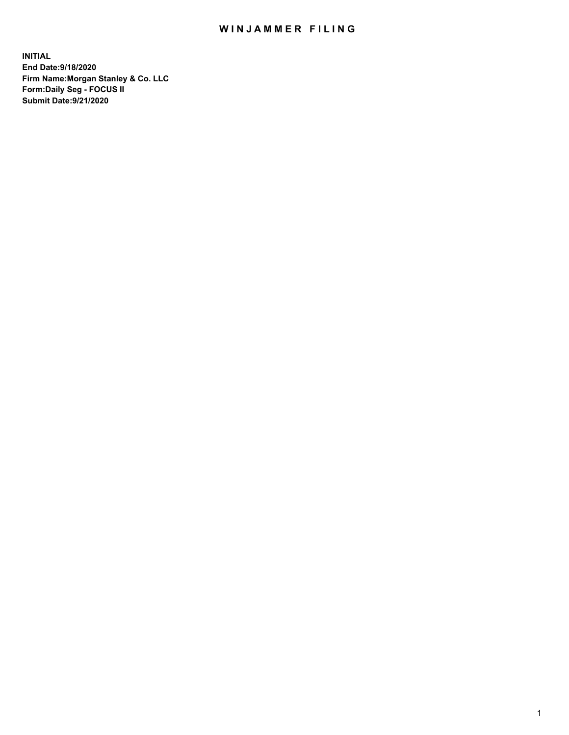# WINJAMMER FILING

**INITIAL**
**End Date:9/18/2020**
**Firm Name:Morgan Stanley & Co. LLC**
**Form:Daily Seg - FOCUS II**
**Submit Date:9/21/2020**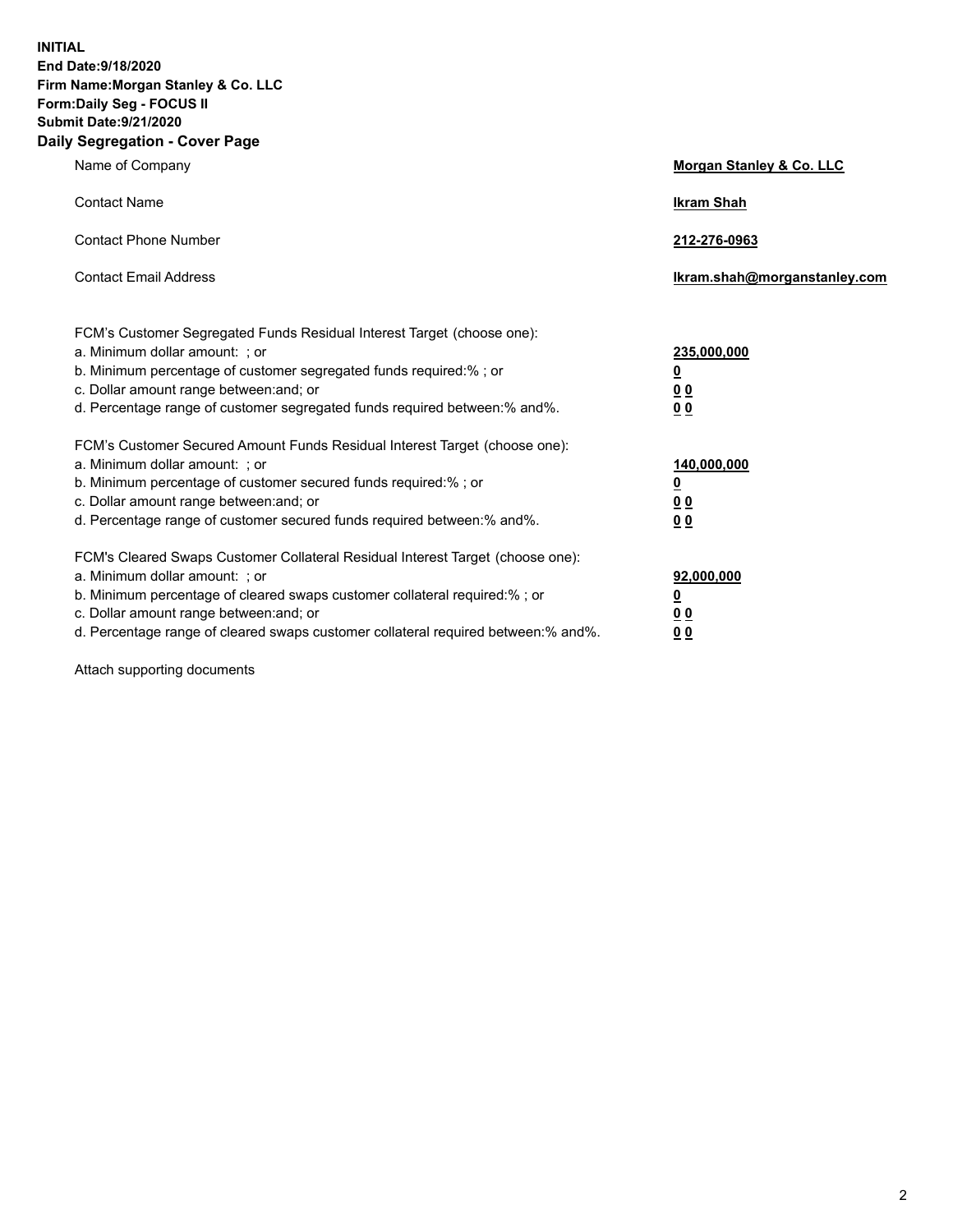**INITIAL**
**End Date:9/18/2020**
**Firm Name:Morgan Stanley & Co. LLC**
**Form:Daily Seg - FOCUS II**
**Submit Date:9/21/2020**

## Daily Segregation - Cover Page

| | |
|---|---|
| Name of Company | **Morgan Stanley & Co. LLC** |
| Contact Name | **Ikram Shah** |
| Contact Phone Number | **212-276-0963** |
| Contact Email Address | **Ikram.shah@morganstanley.com** |

| | |
|---|---|
| FCM's Customer Segregated Funds Residual Interest Target (choose one): | |
| a. Minimum dollar amount: ; or | **235,000,000** |
| b. Minimum percentage of customer segregated funds required:% ; or | **0** |
| c. Dollar amount range between:and; or | **0 0** |
| d. Percentage range of customer segregated funds required between:% and%. | **0 0** |
| FCM's Customer Secured Amount Funds Residual Interest Target (choose one): | |
| a. Minimum dollar amount: ; or | **140,000,000** |
| b. Minimum percentage of customer secured funds required:% ; or | **0** |
| c. Dollar amount range between:and; or | **0 0** |
| d. Percentage range of customer secured funds required between:% and%. | **0 0** |
| FCM's Cleared Swaps Customer Collateral Residual Interest Target (choose one): | |
| a. Minimum dollar amount: ; or | **92,000,000** |
| b. Minimum percentage of cleared swaps customer collateral required:% ; or | **0** |
| c. Dollar amount range between:and; or | **0 0** |
| d. Percentage range of cleared swaps customer collateral required between:% and%. | **0 0** |

Attach supporting documents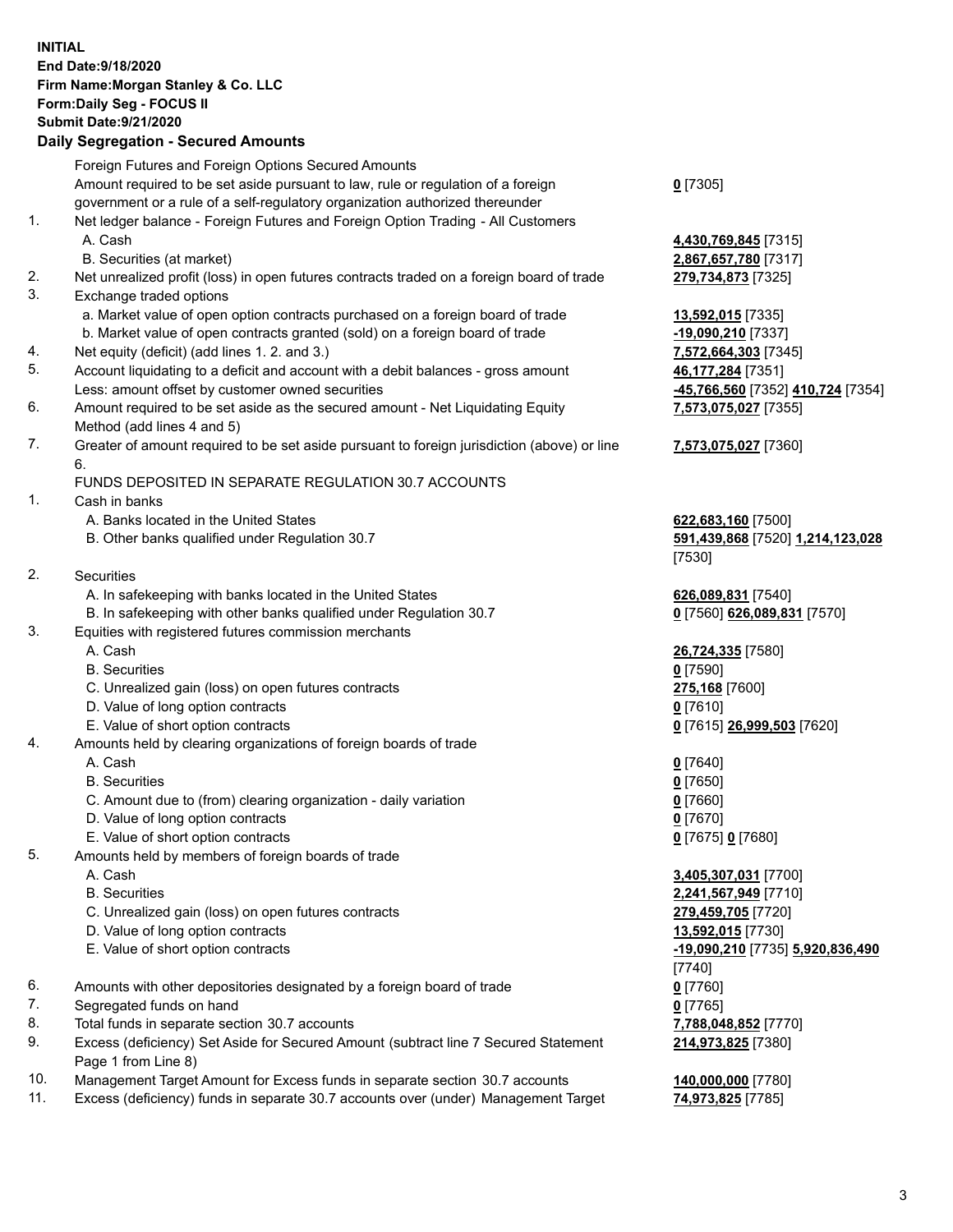**INITIAL**
**End Date:9/18/2020**
**Firm Name:Morgan Stanley & Co. LLC**
**Form:Daily Seg - FOCUS II**
**Submit Date:9/21/2020**

**Daily Segregation - Secured Amounts**

| | | |
|---|---|---|
| | Foreign Futures and Foreign Options Secured Amounts | |
| | Amount required to be set aside pursuant to law, rule or regulation of a foreign government or a rule of a self-regulatory organization authorized thereunder | **0** [7305] |
| 1. | Net ledger balance - Foreign Futures and Foreign Option Trading - All Customers | |
| | A. Cash | **4,430,769,845** [7315] |
| | B. Securities (at market) | **2,867,657,780** [7317] |
| 2. | Net unrealized profit (loss) in open futures contracts traded on a foreign board of trade | **279,734,873** [7325] |
| 3. | Exchange traded options | |
| | a. Market value of open option contracts purchased on a foreign board of trade | **13,592,015** [7335] |
| | b. Market value of open contracts granted (sold) on a foreign board of trade | **-19,090,210** [7337] |
| 4. | Net equity (deficit) (add lines 1. 2. and 3.) | **7,572,664,303** [7345] |
| 5. | Account liquidating to a deficit and account with a debit balances - gross amount | **46,177,284** [7351] |
| | Less: amount offset by customer owned securities | **-45,766,560** [7352] **410,724** [7354] |
| 6. | Amount required to be set aside as the secured amount - Net Liquidating Equity Method (add lines 4 and 5) | **7,573,075,027** [7355] |
| 7. | Greater of amount required to be set aside pursuant to foreign jurisdiction (above) or line 6. | **7,573,075,027** [7360] |
| | FUNDS DEPOSITED IN SEPARATE REGULATION 30.7 ACCOUNTS | |
| 1. | Cash in banks | |
| | A. Banks located in the United States | **622,683,160** [7500] |
| | B. Other banks qualified under Regulation 30.7 | **591,439,868** [7520] **1,214,123,028** [7530] |
| 2. | Securities | |
| | A. In safekeeping with banks located in the United States | **626,089,831** [7540] |
| | B. In safekeeping with other banks qualified under Regulation 30.7 | **0** [7560] **626,089,831** [7570] |
| 3. | Equities with registered futures commission merchants | |
| | A. Cash | **26,724,335** [7580] |
| | B. Securities | **0** [7590] |
| | C. Unrealized gain (loss) on open futures contracts | **275,168** [7600] |
| | D. Value of long option contracts | **0** [7610] |
| | E. Value of short option contracts | **0** [7615] **26,999,503** [7620] |
| 4. | Amounts held by clearing organizations of foreign boards of trade | |
| | A. Cash | **0** [7640] |
| | B. Securities | **0** [7650] |
| | C. Amount due to (from) clearing organization - daily variation | **0** [7660] |
| | D. Value of long option contracts | **0** [7670] |
| | E. Value of short option contracts | **0** [7675] **0** [7680] |
| 5. | Amounts held by members of foreign boards of trade | |
| | A. Cash | **3,405,307,031** [7700] |
| | B. Securities | **2,241,567,949** [7710] |
| | C. Unrealized gain (loss) on open futures contracts | **279,459,705** [7720] |
| | D. Value of long option contracts | **13,592,015** [7730] |
| | E. Value of short option contracts | **-19,090,210** [7735] **5,920,836,490** [7740] |
| 6. | Amounts with other depositories designated by a foreign board of trade | **0** [7760] |
| 7. | Segregated funds on hand | **0** [7765] |
| 8. | Total funds in separate section 30.7 accounts | **7,788,048,852** [7770] |
| 9. | Excess (deficiency) Set Aside for Secured Amount (subtract line 7 Secured Statement Page 1 from Line 8) | **214,973,825** [7380] |
| 10. | Management Target Amount for Excess funds in separate section 30.7 accounts | **140,000,000** [7780] |
| 11. | Excess (deficiency) funds in separate 30.7 accounts over (under) Management Target | **74,973,825** [7785] |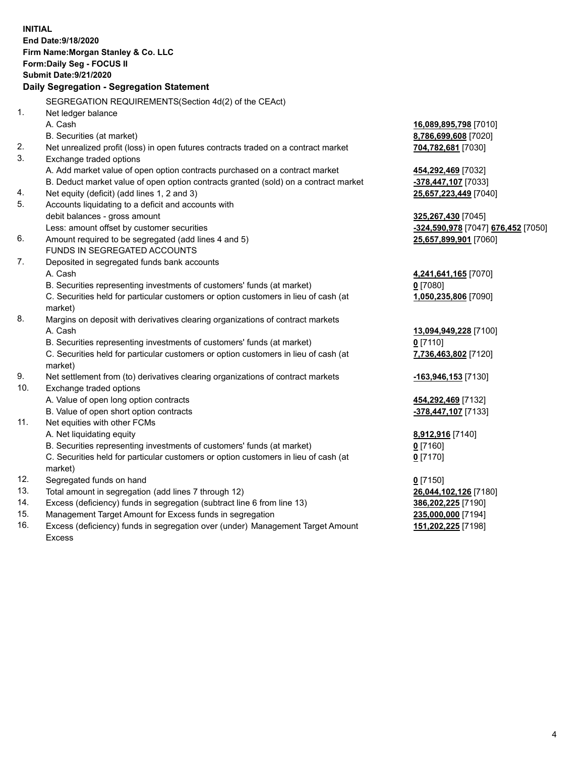**INITIAL**
**End Date:9/18/2020**
**Firm Name:Morgan Stanley & Co. LLC**
**Form:Daily Seg - FOCUS II**
**Submit Date:9/21/2020**

## Daily Segregation - Segregation Statement

SEGREGATION REQUIREMENTS(Section 4d(2) of the CEAct)

| | | |
|---|---|---|
| 1. | Net ledger balance | |
| | A. Cash | **16,089,895,798** [7010] |
| | B. Securities (at market) | **8,786,699,608** [7020] |
| 2. | Net unrealized profit (loss) in open futures contracts traded on a contract market | **704,782,681** [7030] |
| 3. | Exchange traded options | |
| | A. Add market value of open option contracts purchased on a contract market | **454,292,469** [7032] |
| | B. Deduct market value of open option contracts granted (sold) on a contract market | **-378,447,107** [7033] |
| 4. | Net equity (deficit) (add lines 1, 2 and 3) | **25,657,223,449** [7040] |
| 5. | Accounts liquidating to a deficit and accounts with | |
| | debit balances - gross amount | **325,267,430** [7045] |
| | Less: amount offset by customer securities | **-324,590,978** [7047] **676,452** [7050] |
| 6. | Amount required to be segregated (add lines 4 and 5) | **25,657,899,901** [7060] |
| | FUNDS IN SEGREGATED ACCOUNTS | |
| 7. | Deposited in segregated funds bank accounts | |
| | A. Cash | **4,241,641,165** [7070] |
| | B. Securities representing investments of customers' funds (at market) | **0** [7080] |
| | C. Securities held for particular customers or option customers in lieu of cash (at market) | **1,050,235,806** [7090] |
| 8. | Margins on deposit with derivatives clearing organizations of contract markets | |
| | A. Cash | **13,094,949,228** [7100] |
| | B. Securities representing investments of customers' funds (at market) | **0** [7110] |
| | C. Securities held for particular customers or option customers in lieu of cash (at market) | **7,736,463,802** [7120] |
| 9. | Net settlement from (to) derivatives clearing organizations of contract markets | **-163,946,153** [7130] |
| 10. | Exchange traded options | |
| | A. Value of open long option contracts | **454,292,469** [7132] |
| | B. Value of open short option contracts | **-378,447,107** [7133] |
| 11. | Net equities with other FCMs | |
| | A. Net liquidating equity | **8,912,916** [7140] |
| | B. Securities representing investments of customers' funds (at market) | **0** [7160] |
| | C. Securities held for particular customers or option customers in lieu of cash (at market) | **0** [7170] |
| 12. | Segregated funds on hand | **0** [7150] |
| 13. | Total amount in segregation (add lines 7 through 12) | **26,044,102,126** [7180] |
| 14. | Excess (deficiency) funds in segregation (subtract line 6 from line 13) | **386,202,225** [7190] |
| 15. | Management Target Amount for Excess funds in segregation | **235,000,000** [7194] |
| 16. | Excess (deficiency) funds in segregation over (under) Management Target Amount Excess | **151,202,225** [7198] |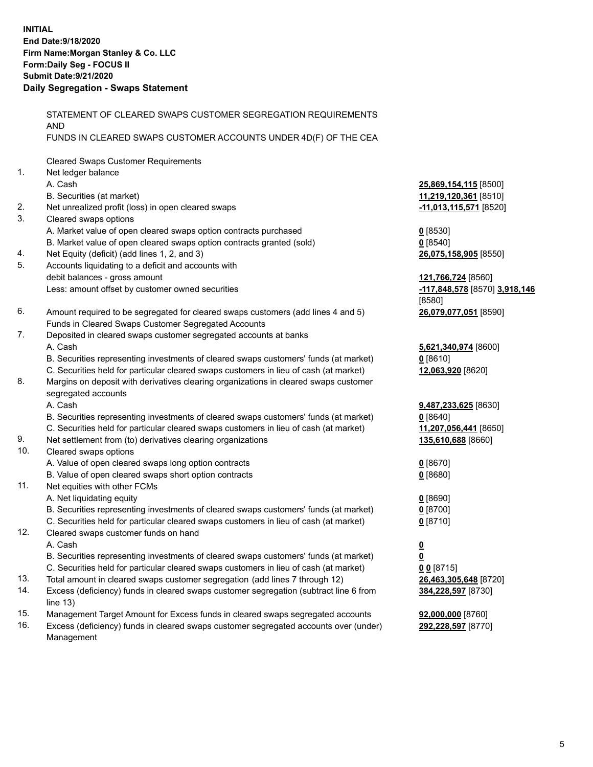**INITIAL**
**End Date:9/18/2020**
**Firm Name:Morgan Stanley & Co. LLC**
**Form:Daily Seg - FOCUS II**
**Submit Date:9/21/2020**
**Daily Segregation - Swaps Statement**

STATEMENT OF CLEARED SWAPS CUSTOMER SEGREGATION REQUIREMENTS AND FUNDS IN CLEARED SWAPS CUSTOMER ACCOUNTS UNDER 4D(F) OF THE CEA

Cleared Swaps Customer Requirements

1. Net ledger balance
   - A. Cash **25,869,154,115** [8500]
   - B. Securities (at market) **11,219,120,361** [8510]
2. Net unrealized profit (loss) in open cleared swaps **-11,013,115,571** [8520]
3. Cleared swaps options
   - A. Market value of open cleared swaps option contracts purchased **0** [8530]
   - B. Market value of open cleared swaps option contracts granted (sold) **0** [8540]
4. Net Equity (deficit) (add lines 1, 2, and 3) **26,075,158,905** [8550]
5. Accounts liquidating to a deficit and accounts with debit balances - gross amount **121,766,724** [8560]
   Less: amount offset by customer owned securities **-117,848,578** [8570] **3,918,146** [8580]
6. Amount required to be segregated for cleared swaps customers (add lines 4 and 5) **26,079,077,051** [8590]

Funds in Cleared Swaps Customer Segregated Accounts

7. Deposited in cleared swaps customer segregated accounts at banks
   - A. Cash **5,621,340,974** [8600]
   - B. Securities representing investments of cleared swaps customers' funds (at market) **0** [8610]
   - C. Securities held for particular cleared swaps customers in lieu of cash (at market) **12,063,920** [8620]
8. Margins on deposit with derivatives clearing organizations in cleared swaps customer segregated accounts
   - A. Cash **9,487,233,625** [8630]
   - B. Securities representing investments of cleared swaps customers' funds (at market) **0** [8640]
   - C. Securities held for particular cleared swaps customers in lieu of cash (at market) **11,207,056,441** [8650]
9. Net settlement from (to) derivatives clearing organizations **135,610,688** [8660]
10. Cleared swaps options
    - A. Value of open cleared swaps long option contracts **0** [8670]
    - B. Value of open cleared swaps short option contracts **0** [8680]
11. Net equities with other FCMs
    - A. Net liquidating equity **0** [8690]
    - B. Securities representing investments of cleared swaps customers' funds (at market) **0** [8700]
    - C. Securities held for particular cleared swaps customers in lieu of cash (at market) **0** [8710]
12. Cleared swaps customer funds on hand
    - A. Cash **0**
    - B. Securities representing investments of cleared swaps customers' funds (at market) **0**
    - C. Securities held for particular cleared swaps customers in lieu of cash (at market) **0** **0** [8715]
13. Total amount in cleared swaps customer segregation (add lines 7 through 12) **26,463,305,648** [8720]
14. Excess (deficiency) funds in cleared swaps customer segregation (subtract line 6 from line 13) **384,228,597** [8730]
15. Management Target Amount for Excess funds in cleared swaps segregated accounts **92,000,000** [8760]
16. Excess (deficiency) funds in cleared swaps customer segregated accounts over (under) Management **292,228,597** [8770]